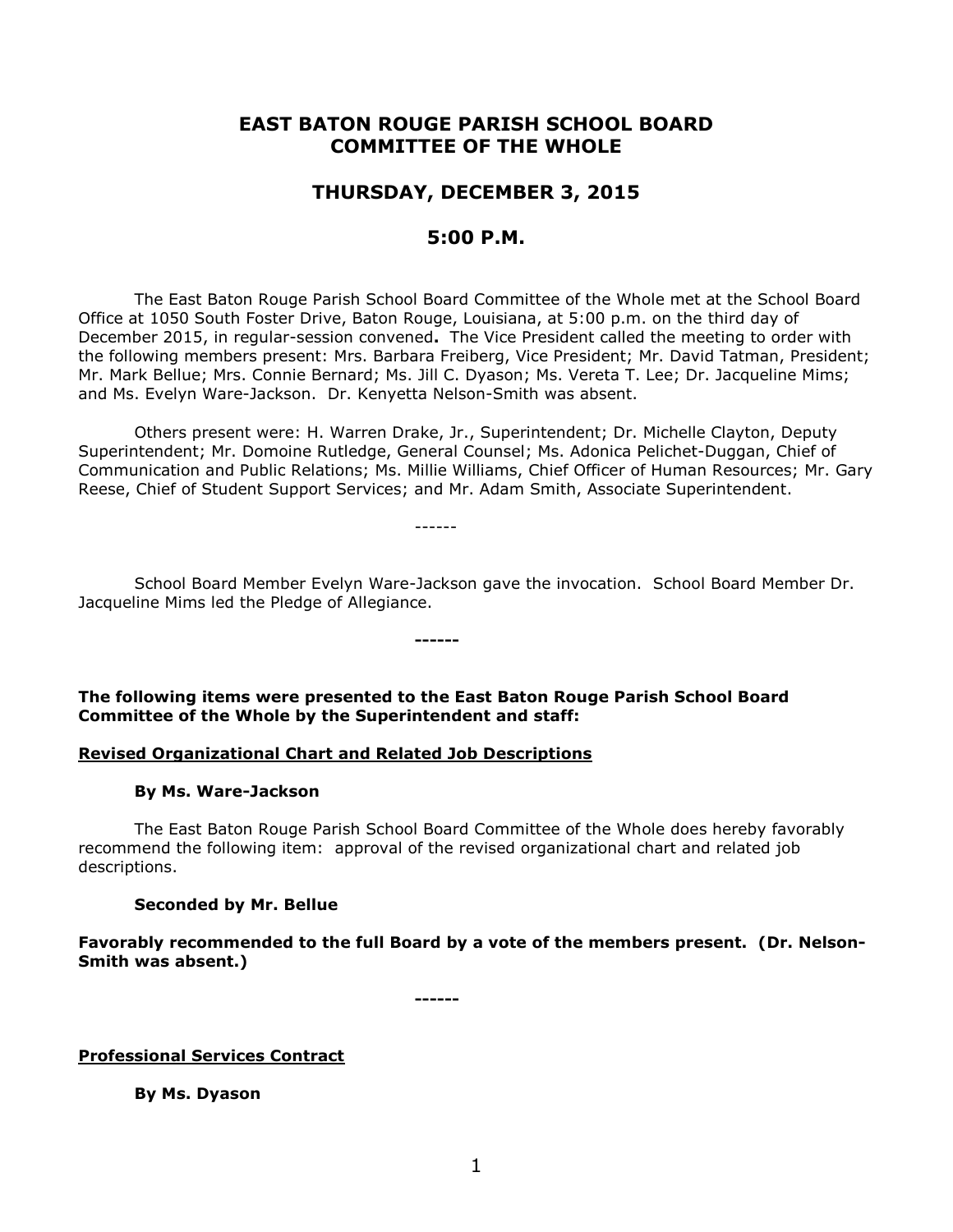# EAST BATON ROUGE PARISH SCHOOL BOARD COMMITTEE OF THE WHOLE

## THURSDAY, DECEMBER 3, 2015

## 5:00 P.M.

The East Baton Rouge Parish School Board Committee of the Whole met at the School Board Office at 1050 South Foster Drive, Baton Rouge, Louisiana, at 5:00 p.m. on the third day of December 2015, in regular-session convened**.** The Vice President called the meeting to order with the following members present: Mrs. Barbara Freiberg, Vice President; Mr. David Tatman, President; Mr. Mark Bellue; Mrs. Connie Bernard; Ms. Jill C. Dyason; Ms. Vereta T. Lee; Dr. Jacqueline Mims; and Ms. Evelyn Ware-Jackson. Dr. Kenyetta Nelson-Smith was absent.

Others present were: H. Warren Drake, Jr., Superintendent; Dr. Michelle Clayton, Deputy Superintendent; Mr. Domoine Rutledge, General Counsel; Ms. Adonica Pelichet-Duggan, Chief of Communication and Public Relations; Ms. Millie Williams, Chief Officer of Human Resources; Mr. Gary Reese, Chief of Student Support Services; and Mr. Adam Smith, Associate Superintendent.

------

School Board Member Evelyn Ware-Jackson gave the invocation. School Board Member Dr. Jacqueline Mims led the Pledge of Allegiance.

**------**

**The following items were presented to the East Baton Rouge Parish School Board Committee of the Whole by the Superintendent and staff:**

**Revised Organizational Chart and Related Job Descriptions**

**By Ms. Ware-Jackson**

The East Baton Rouge Parish School Board Committee of the Whole does hereby favorably recommend the following item: approval of the revised organizational chart and related job descriptions.

**Seconded by Mr. Bellue**

**Favorably recommended to the full Board by a vote of the members present. (Dr. Nelson-Smith was absent.)**

**------**

**Professional Services Contract**

**By Ms. Dyason**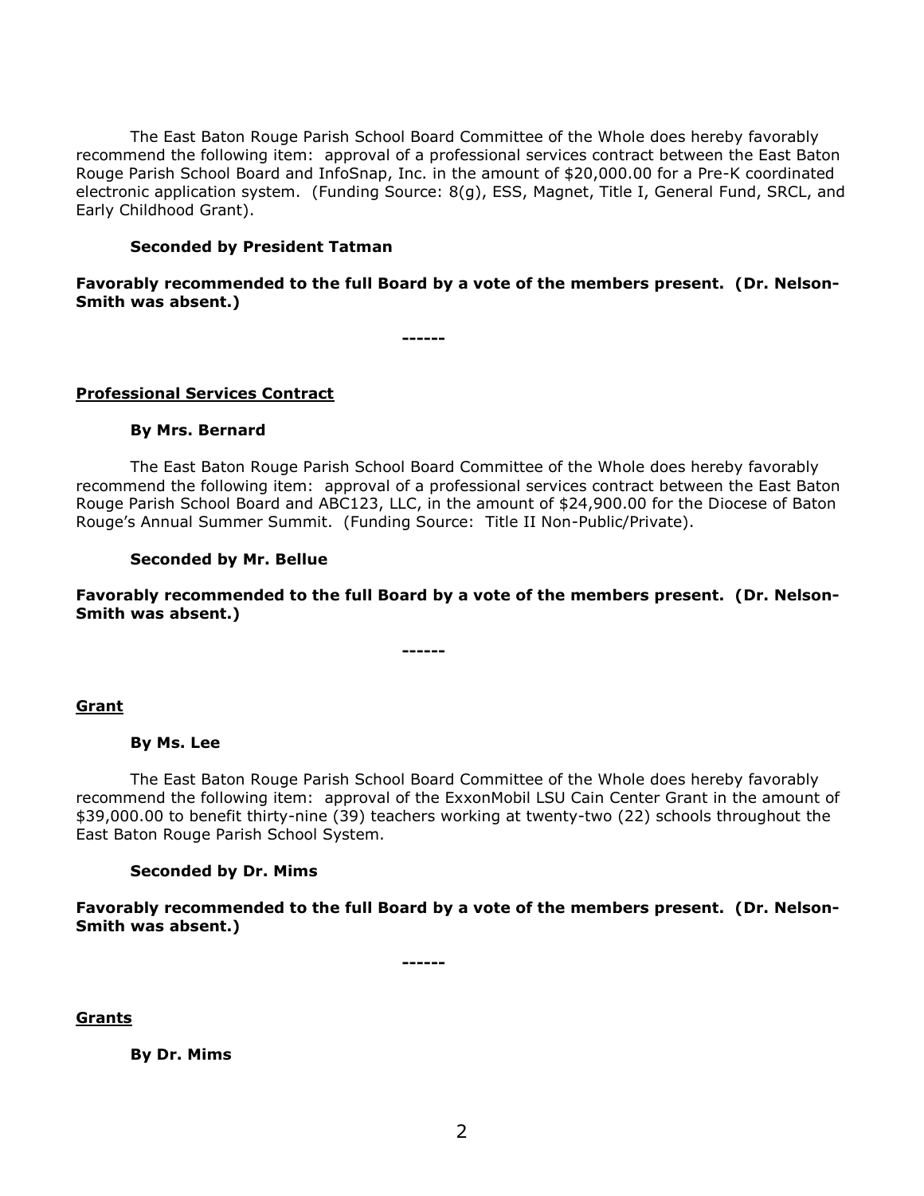The East Baton Rouge Parish School Board Committee of the Whole does hereby favorably recommend the following item: approval of a professional services contract between the East Baton Rouge Parish School Board and InfoSnap, Inc. in the amount of $20,000.00 for a Pre-K coordinated electronic application system. (Funding Source: 8(g), ESS, Magnet, Title I, General Fund, SRCL, and Early Childhood Grant).

**Seconded by President Tatman**

**Favorably recommended to the full Board by a vote of the members present. (Dr. Nelson-Smith was absent.)**

**------**

**Professional Services Contract**

**By Mrs. Bernard**

The East Baton Rouge Parish School Board Committee of the Whole does hereby favorably recommend the following item: approval of a professional services contract between the East Baton Rouge Parish School Board and ABC123, LLC, in the amount of $24,900.00 for the Diocese of Baton Rouge's Annual Summer Summit. (Funding Source: Title II Non-Public/Private).

**Seconded by Mr. Bellue**

**Favorably recommended to the full Board by a vote of the members present. (Dr. Nelson-Smith was absent.)**

**------**

**Grant**

**By Ms. Lee**

The East Baton Rouge Parish School Board Committee of the Whole does hereby favorably recommend the following item: approval of the ExxonMobil LSU Cain Center Grant in the amount of $39,000.00 to benefit thirty-nine (39) teachers working at twenty-two (22) schools throughout the East Baton Rouge Parish School System.

**Seconded by Dr. Mims**

**Favorably recommended to the full Board by a vote of the members present. (Dr. Nelson-Smith was absent.)**

**------**

**Grants**

**By Dr. Mims**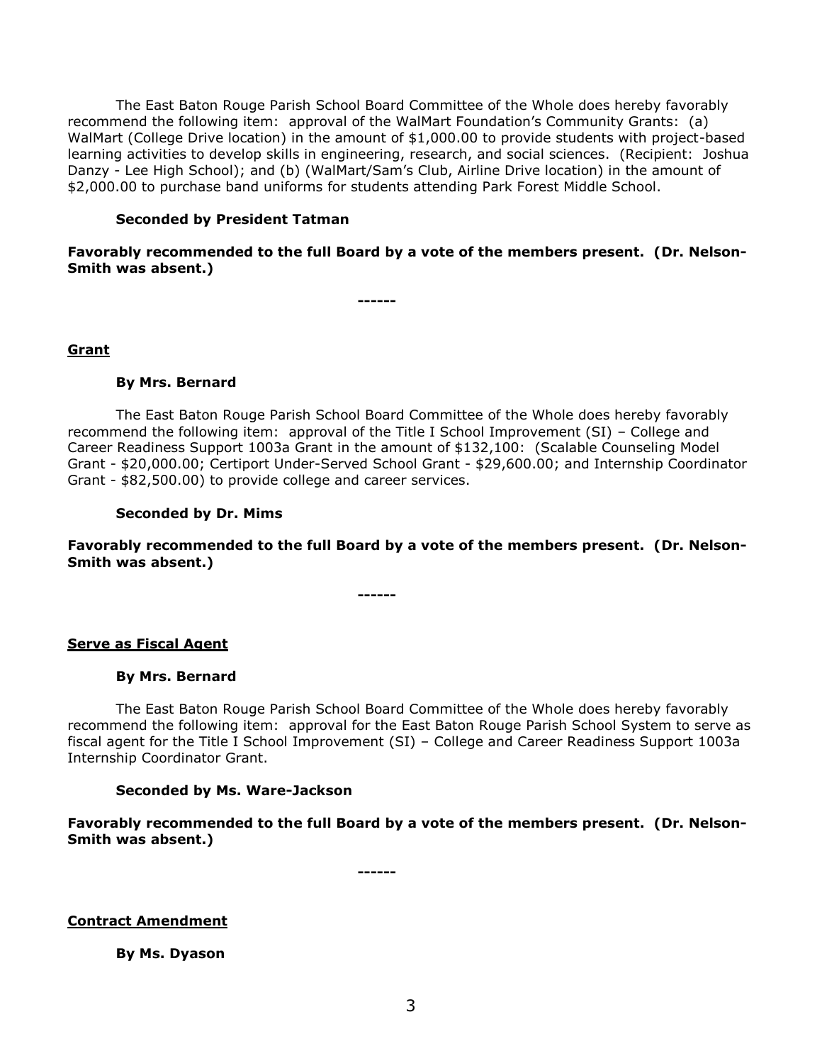The East Baton Rouge Parish School Board Committee of the Whole does hereby favorably recommend the following item: approval of the WalMart Foundation's Community Grants: (a) WalMart (College Drive location) in the amount of $1,000.00 to provide students with project-based learning activities to develop skills in engineering, research, and social sciences. (Recipient: Joshua Danzy - Lee High School); and (b) (WalMart/Sam's Club, Airline Drive location) in the amount of $2,000.00 to purchase band uniforms for students attending Park Forest Middle School.

**Seconded by President Tatman**

**Favorably recommended to the full Board by a vote of the members present. (Dr. Nelson-Smith was absent.)**

**------**

**Grant**

**By Mrs. Bernard**

The East Baton Rouge Parish School Board Committee of the Whole does hereby favorably recommend the following item: approval of the Title I School Improvement (SI) – College and Career Readiness Support 1003a Grant in the amount of $132,100: (Scalable Counseling Model Grant - $20,000.00; Certiport Under-Served School Grant - $29,600.00; and Internship Coordinator Grant - $82,500.00) to provide college and career services.

**Seconded by Dr. Mims**

**Favorably recommended to the full Board by a vote of the members present. (Dr. Nelson-Smith was absent.)**

**------**

**Serve as Fiscal Agent**

**By Mrs. Bernard**

The East Baton Rouge Parish School Board Committee of the Whole does hereby favorably recommend the following item: approval for the East Baton Rouge Parish School System to serve as fiscal agent for the Title I School Improvement (SI) – College and Career Readiness Support 1003a Internship Coordinator Grant.

**Seconded by Ms. Ware-Jackson**

**Favorably recommended to the full Board by a vote of the members present. (Dr. Nelson-Smith was absent.)**

**------**

**Contract Amendment**

**By Ms. Dyason**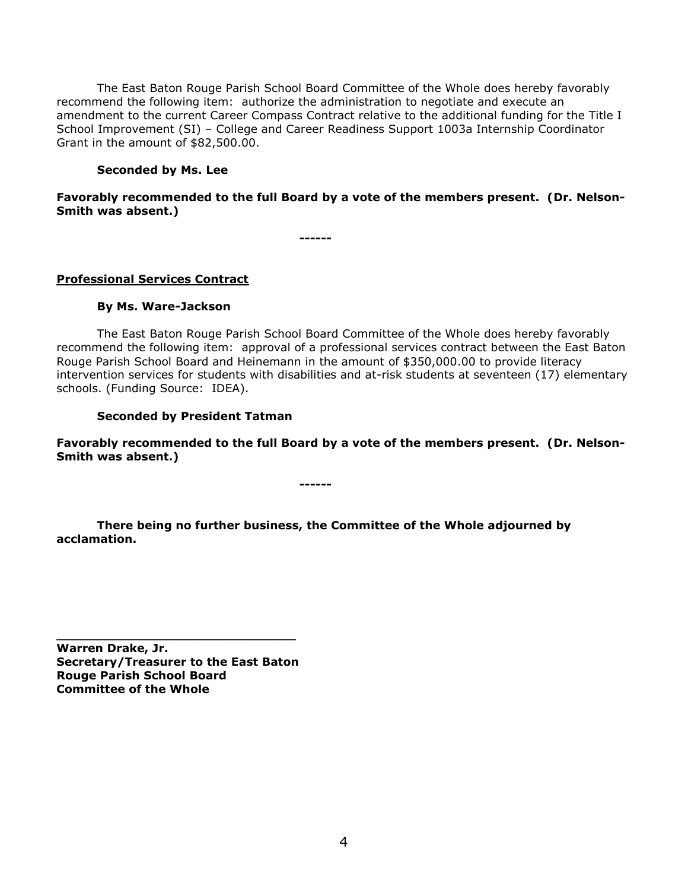The East Baton Rouge Parish School Board Committee of the Whole does hereby favorably recommend the following item: authorize the administration to negotiate and execute an amendment to the current Career Compass Contract relative to the additional funding for the Title I School Improvement (SI) – College and Career Readiness Support 1003a Internship Coordinator Grant in the amount of $82,500.00.

**Seconded by Ms. Lee**

**Favorably recommended to the full Board by a vote of the members present. (Dr. Nelson-Smith was absent.)**

**------**

**<u>Professional Services Contract</u>**

**By Ms. Ware-Jackson**

The East Baton Rouge Parish School Board Committee of the Whole does hereby favorably recommend the following item: approval of a professional services contract between the East Baton Rouge Parish School Board and Heinemann in the amount of $350,000.00 to provide literacy intervention services for students with disabilities and at-risk students at seventeen (17) elementary schools. (Funding Source: IDEA).

**Seconded by President Tatman**

**Favorably recommended to the full Board by a vote of the members present. (Dr. Nelson-Smith was absent.)**

**------**

**There being no further business, the Committee of the Whole adjourned by acclamation.**

\_\_\_\_\_\_\_\_\_\_\_\_\_\_\_\_\_\_\_\_\_\_\_\_\_\_\_\_\_\_\_\_

**Warren Drake, Jr.**
**Secretary/Treasurer to the East Baton Rouge Parish School Board Committee of the Whole**